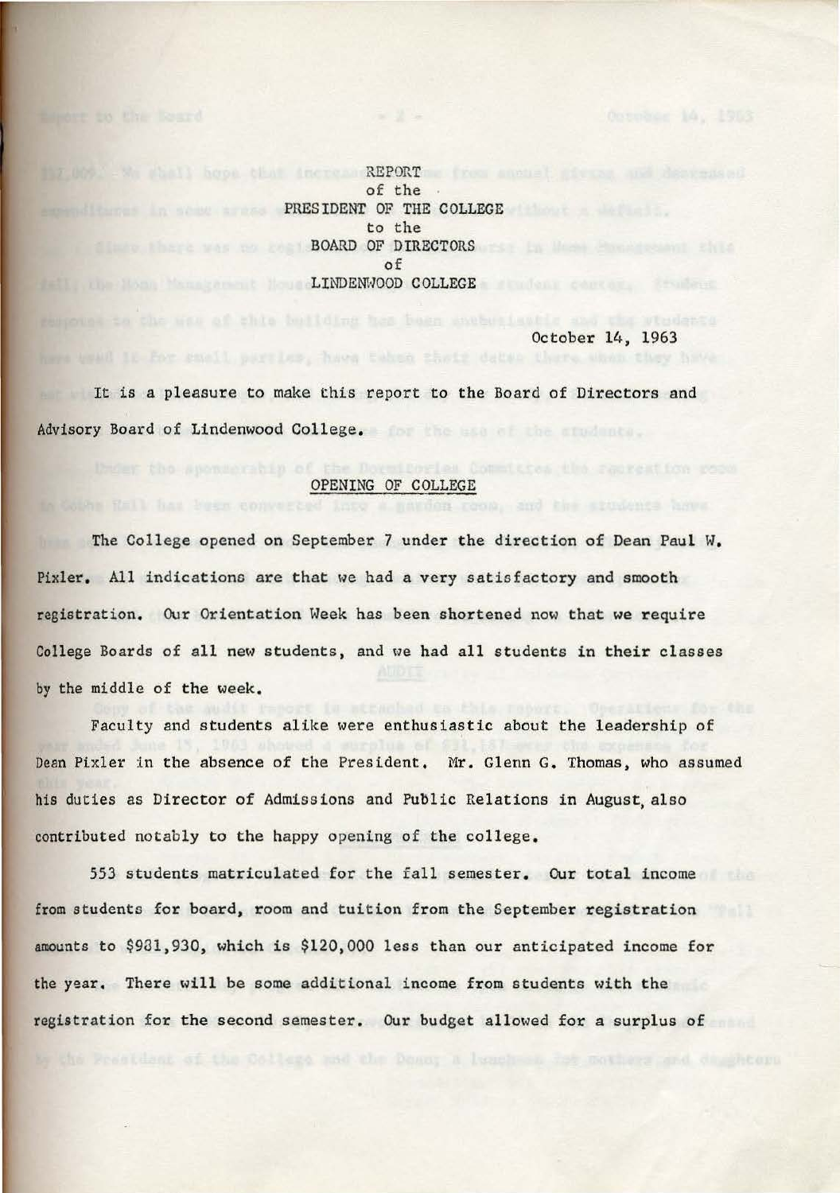REPORT
of the
PRESIDENT OF THE COLLEGE
to the
BOARD OF DIRECTORS
of
LINDENWOOD COLLEGE

October 14, 1963

It is a pleasure to make this report to the Board of Directors and Advisory Board of Lindenwood College.

## OPENING OF COLLEGE

The College opened on September 7 under the direction of Dean Paul W. Pixler. All indications are that we had a very satisfactory and smooth registration. Our Orientation Week has been shortened now that we require College Boards of all new students, and we had all students in their classes by the middle of the week.

Faculty and students alike were enthusiastic about the leadership of Dean Pixler in the absence of the President. Mr. Glenn G. Thomas, who assumed his duties as Director of Admissions and Public Relations in August, also contributed notably to the happy opening of the college.

553 students matriculated for the fall semester. Our total income from students for board, room and tuition from the September registration amounts to $981,930, which is $120,000 less than our anticipated income for the year. There will be some additional income from students with the registration for the second semester. Our budget allowed for a surplus of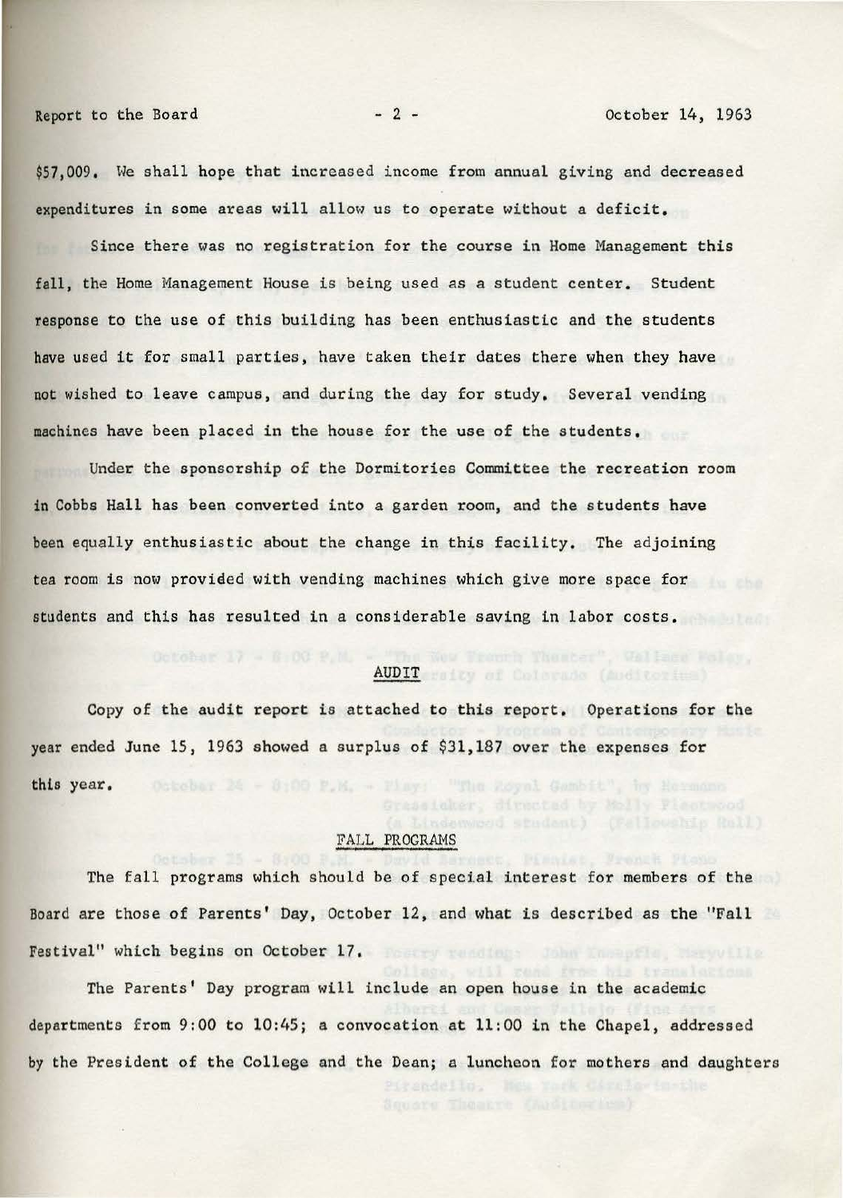$57,009. We shall hope that increased income from annual giving and decreased expenditures in some areas will allow us to operate without a deficit.

Since there was no registration for the course in Home Management this fall, the Home Management House is being used as a student center. Student response to the use of this building has been enthusiastic and the students have used it for small parties, have taken their dates there when they have not wished to leave campus, and during the day for study. Several vending machines have been placed in the house for the use of the students.

Under the sponsorship of the Dormitories Committee the recreation room in Cobbs Hall has been converted into a garden room, and the students have been equally enthusiastic about the change in this facility. The adjoining tea room is now provided with vending machines which give more space for students and this has resulted in a considerable saving in labor costs.

## AUDIT

Copy of the audit report is attached to this report. Operations for the year ended June 15, 1963 showed a surplus of $31,187 over the expenses for this year.

## FALL PROGRAMS

The fall programs which should be of special interest for members of the Board are those of Parents' Day, October 12, and what is described as the "Fall Festival" which begins on October 17.

The Parents' Day program will include an open house in the academic departments from 9:00 to 10:45; a convocation at 11:00 in the Chapel, addressed by the President of the College and the Dean; a luncheon for mothers and daughters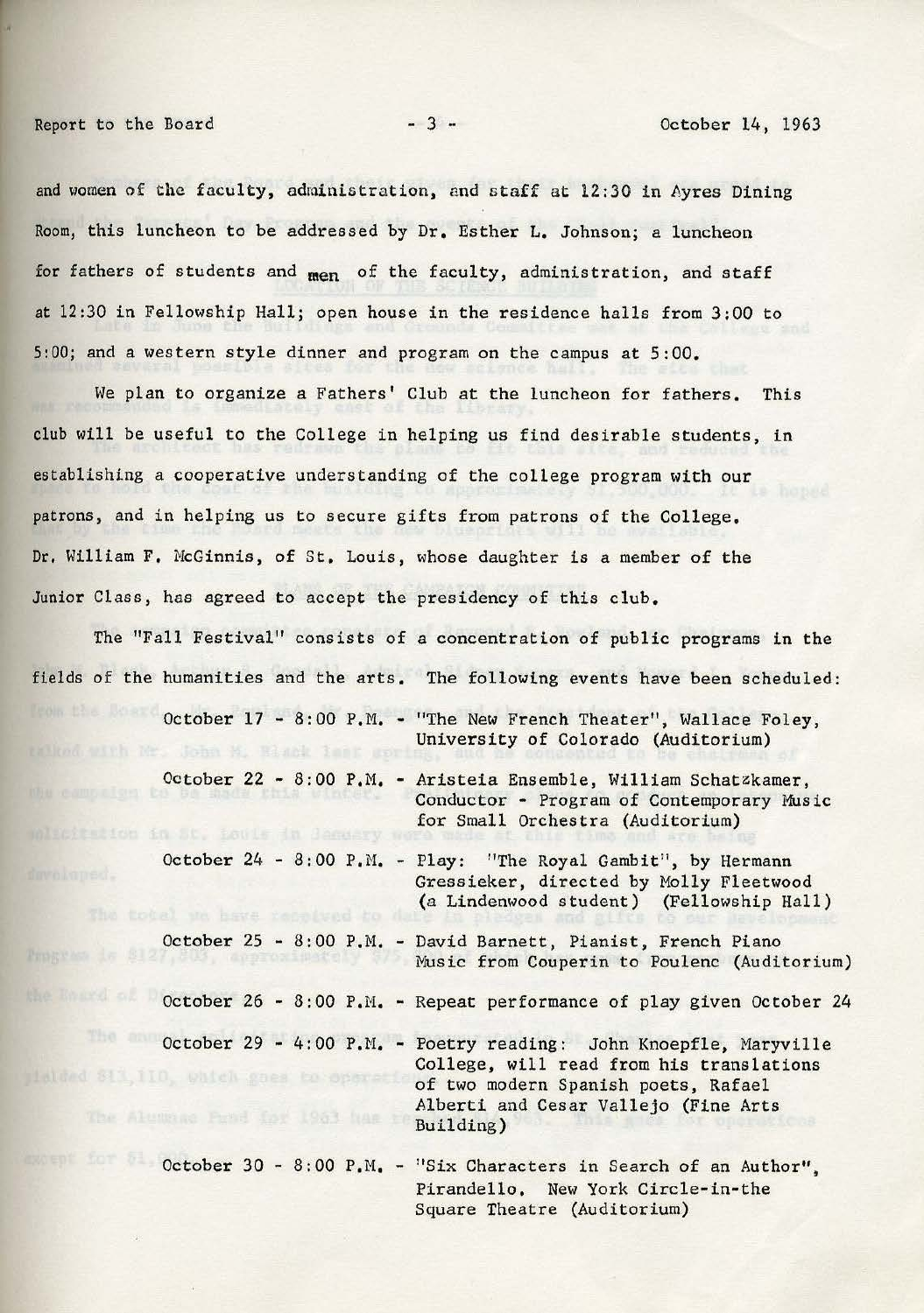and women of the faculty, administration, and staff at 12:30 in Ayres Dining Room, this luncheon to be addressed by Dr. Esther L. Johnson; a luncheon for fathers of students and men of the faculty, administration, and staff at 12:30 in Fellowship Hall; open house in the residence halls from 3:00 to 5:00; and a western style dinner and program on the campus at 5:00.

We plan to organize a Fathers' Club at the luncheon for fathers. This club will be useful to the College in helping us find desirable students, in establishing a cooperative understanding of the college program with our patrons, and in helping us to secure gifts from patrons of the College. Dr. William F. McGinnis, of St. Louis, whose daughter is a member of the Junior Class, has agreed to accept the presidency of this club.

The "Fall Festival" consists of a concentration of public programs in the fields of the humanities and the arts. The following events have been scheduled:

- October 17 - 8:00 P.M. - "The New French Theater", Wallace Foley, University of Colorado (Auditorium)
- October 22 - 8:00 P.M. - Aristeia Ensemble, William Schatzkamer, Conductor - Program of Contemporary Music for Small Orchestra (Auditorium)
- October 24 - 8:00 P.M. - Play: "The Royal Gambit", by Hermann Gressieker, directed by Molly Fleetwood (a Lindenwood student) (Fellowship Hall)
- October 25 - 8:00 P.M. - David Barnett, Pianist, French Piano Music from Couperin to Poulenc (Auditorium)
- October 26 - 8:00 P.M. - Repeat performance of play given October 24
- October 29 - 4:00 P.M. - Poetry reading: John Knoepfle, Maryville College, will read from his translations of two modern Spanish poets, Rafael Alberti and Cesar Vallejo (Fine Arts Building)
- October 30 - 8:00 P.M. - "Six Characters in Search of an Author", Pirandello. New York Circle-in-the Square Theatre (Auditorium)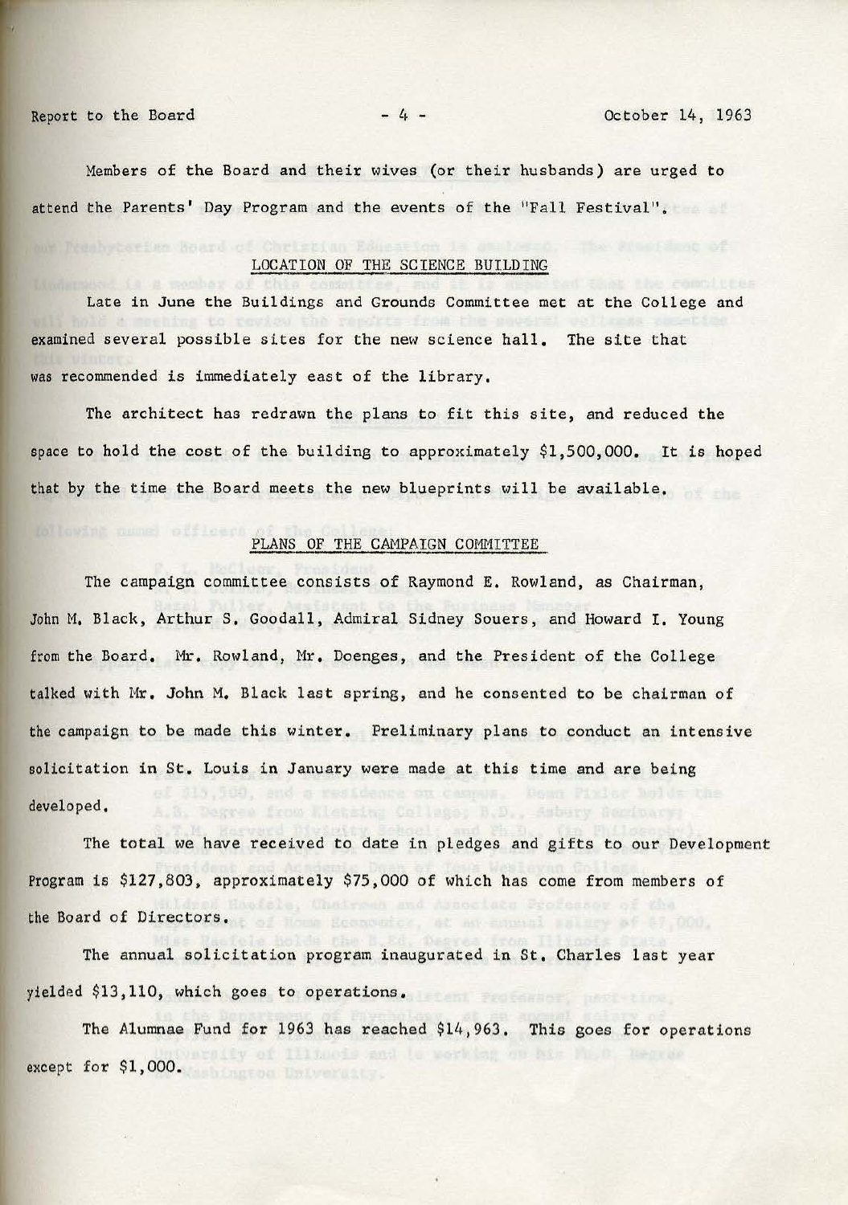Members of the Board and their wives (or their husbands) are urged to attend the Parents' Day Program and the events of the "Fall Festival".

## LOCATION OF THE SCIENCE BUILDING

Late in June the Buildings and Grounds Committee met at the College and examined several possible sites for the new science hall. The site that was recommended is immediately east of the library.

The architect has redrawn the plans to fit this site, and reduced the space to hold the cost of the building to approximately $1,500,000. It is hoped that by the time the Board meets the new blueprints will be available.

## PLANS OF THE CAMPAIGN COMMITTEE

The campaign committee consists of Raymond E. Rowland, as Chairman, John M. Black, Arthur S. Goodall, Admiral Sidney Souers, and Howard I. Young from the Board. Mr. Rowland, Mr. Doenges, and the President of the College talked with Mr. John M. Black last spring, and he consented to be chairman of the campaign to be made this winter. Preliminary plans to conduct an intensive solicitation in St. Louis in January were made at this time and are being developed.

The total we have received to date in pledges and gifts to our Development Program is $127,803, approximately $75,000 of which has come from members of the Board of Directors.

The annual solicitation program inaugurated in St. Charles last year yielded $13,110, which goes to operations.

The Alumnae Fund for 1963 has reached $14,963. This goes for operations except for $1,000.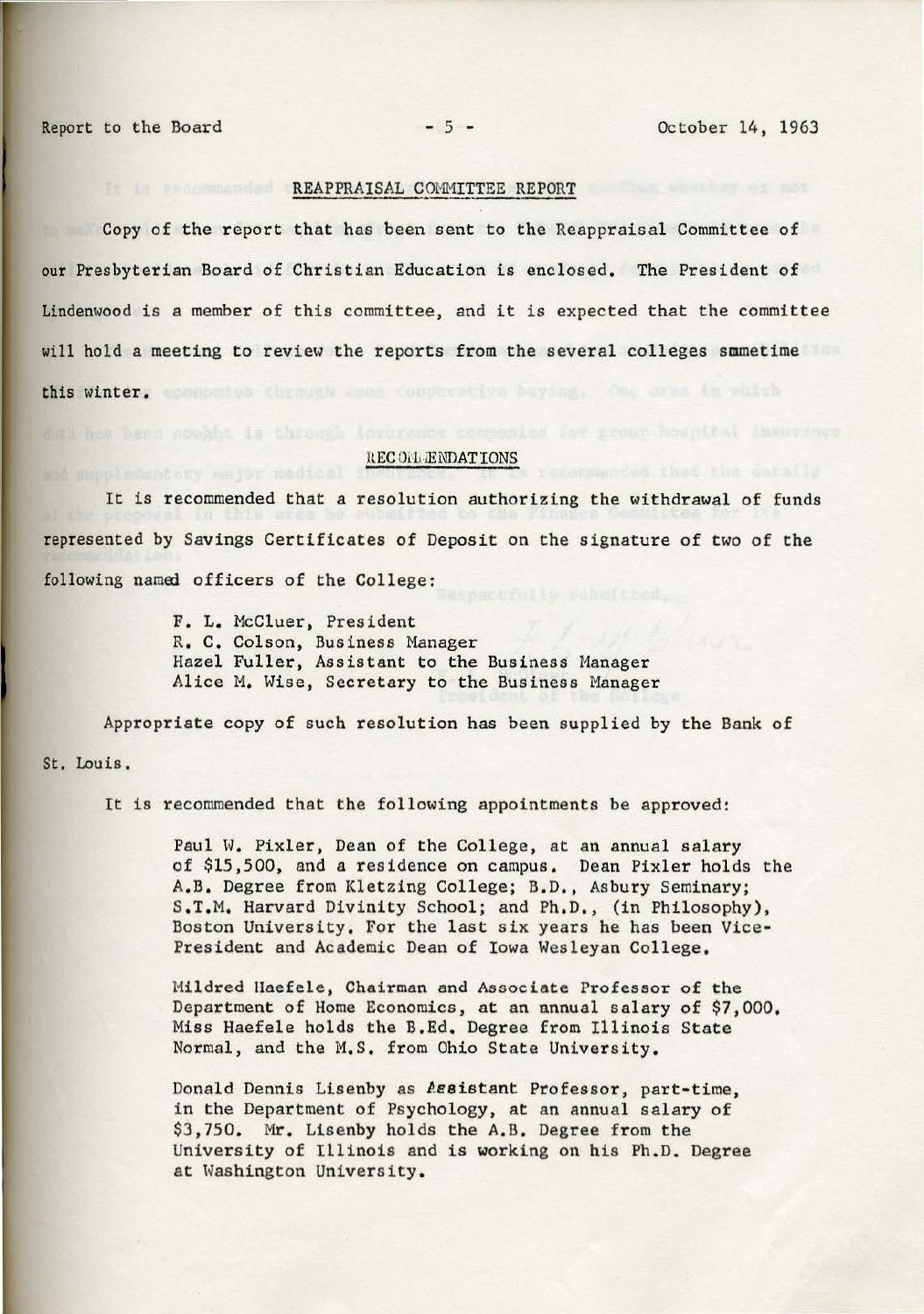## REAPPRAISAL COMMITTEE REPORT

Copy of the report that has been sent to the Reappraisal Committee of our Presbyterian Board of Christian Education is enclosed. The President of Lindenwood is a member of this committee, and it is expected that the committee will hold a meeting to review the reports from the several colleges sometime this winter.

## RECOMMENDATIONS

It is recommended that a resolution authorizing the withdrawal of funds represented by Savings Certificates of Deposit on the signature of two of the following named officers of the College:

F. L. McCluer, President
R. C. Colson, Business Manager
Hazel Fuller, Assistant to the Business Manager
Alice M. Wise, Secretary to the Business Manager

Appropriate copy of such resolution has been supplied by the Bank of St. Louis.

It is recommended that the following appointments be approved:

Paul W. Pixler, Dean of the College, at an annual salary of $15,500, and a residence on campus. Dean Pixler holds the A.B. Degree from Kletzing College; B.D., Asbury Seminary; S.T.M. Harvard Divinity School; and Ph.D., (in Philosophy), Boston University. For the last six years he has been Vice-President and Academic Dean of Iowa Wesleyan College.

Mildred Haefele, Chairman and Associate Professor of the Department of Home Economics, at an annual salary of $7,000. Miss Haefele holds the B.Ed. Degree from Illinois State Normal, and the M.S. from Ohio State University.

Donald Dennis Lisenby as Assistant Professor, part-time, in the Department of Psychology, at an annual salary of $3,750. Mr. Lisenby holds the A.B. Degree from the University of Illinois and is working on his Ph.D. Degree at Washington University.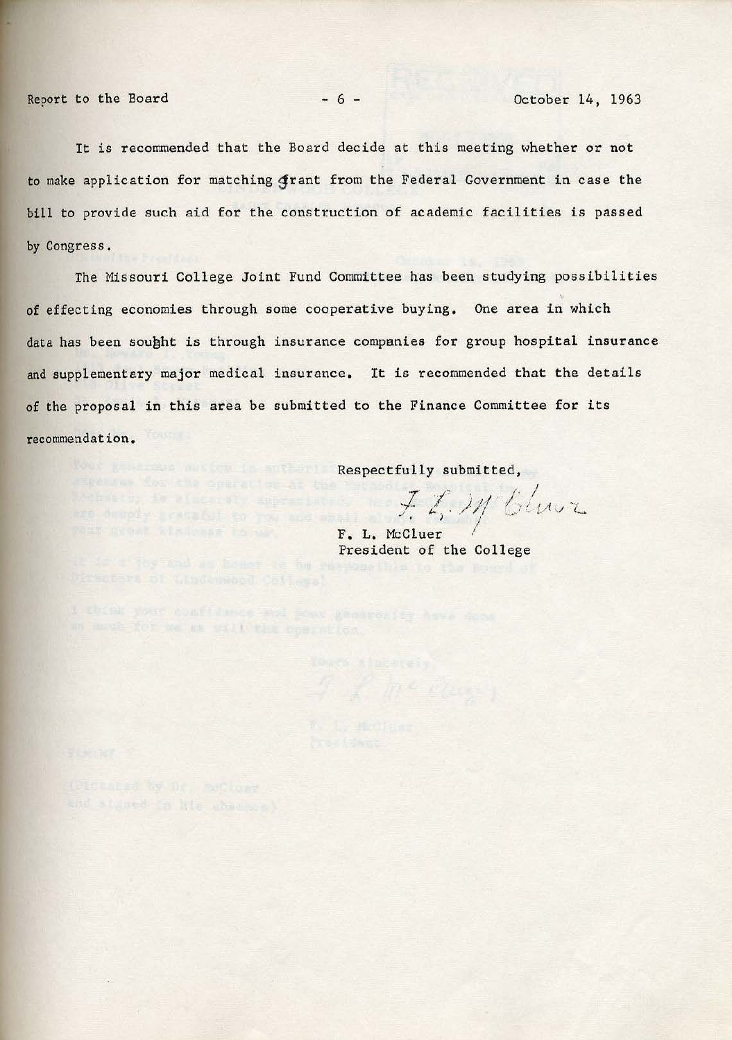It is recommended that the Board decide at this meeting whether or not to make application for matching grant from the Federal Government in case the bill to provide such aid for the construction of academic facilities is passed by Congress.

The Missouri College Joint Fund Committee has been studying possibilities of effecting economies through some cooperative buying. One area in which data has been sought is through insurance companies for group hospital insurance and supplementary major medical insurance. It is recommended that the details of the proposal in this area be submitted to the Finance Committee for its recommendation.

Respectfully submitted,

F. L. McCluer

F. L. McCluer
President of the College